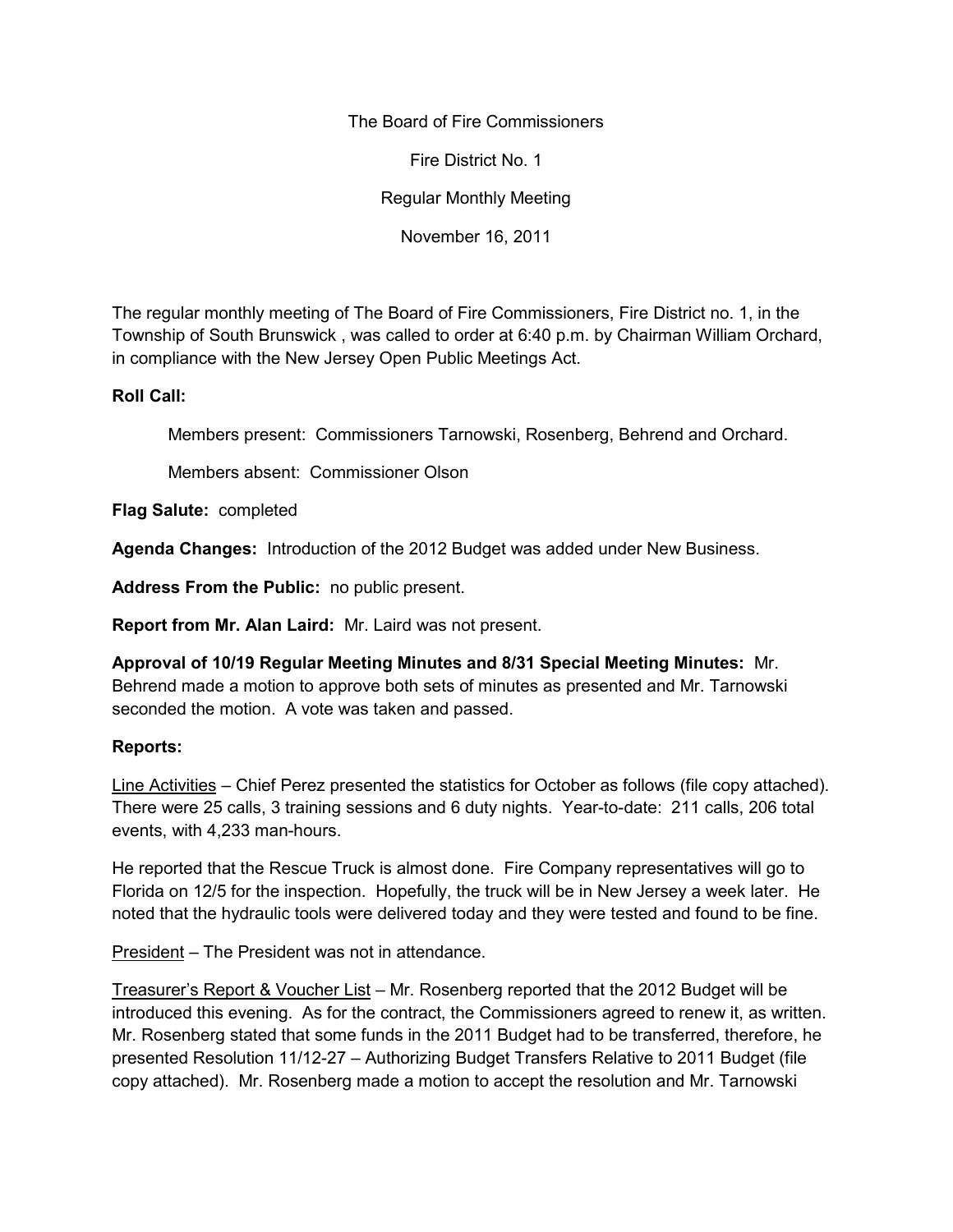The Board of Fire Commissioners

Fire District No. 1

Regular Monthly Meeting

November 16, 2011

The regular monthly meeting of The Board of Fire Commissioners, Fire District no. 1, in the Township of South Brunswick , was called to order at 6:40 p.m. by Chairman William Orchard, in compliance with the New Jersey Open Public Meetings Act.

**Roll Call:**

Members present: Commissioners Tarnowski, Rosenberg, Behrend and Orchard.

Members absent: Commissioner Olson

**Flag Salute:** completed

**Agenda Changes:** Introduction of the 2012 Budget was added under New Business.

**Address From the Public:** no public present.

**Report from Mr. Alan Laird:** Mr. Laird was not present.

**Approval of 10/19 Regular Meeting Minutes and 8/31 Special Meeting Minutes:** Mr. Behrend made a motion to approve both sets of minutes as presented and Mr. Tarnowski seconded the motion. A vote was taken and passed.

**Reports:**

Line Activities – Chief Perez presented the statistics for October as follows (file copy attached). There were 25 calls, 3 training sessions and 6 duty nights. Year-to-date: 211 calls, 206 total events, with 4,233 man-hours.

He reported that the Rescue Truck is almost done. Fire Company representatives will go to Florida on 12/5 for the inspection. Hopefully, the truck will be in New Jersey a week later. He noted that the hydraulic tools were delivered today and they were tested and found to be fine.

President – The President was not in attendance.

Treasurer's Report & Voucher List – Mr. Rosenberg reported that the 2012 Budget will be introduced this evening. As for the contract, the Commissioners agreed to renew it, as written. Mr. Rosenberg stated that some funds in the 2011 Budget had to be transferred, therefore, he presented Resolution 11/12-27 – Authorizing Budget Transfers Relative to 2011 Budget (file copy attached). Mr. Rosenberg made a motion to accept the resolution and Mr. Tarnowski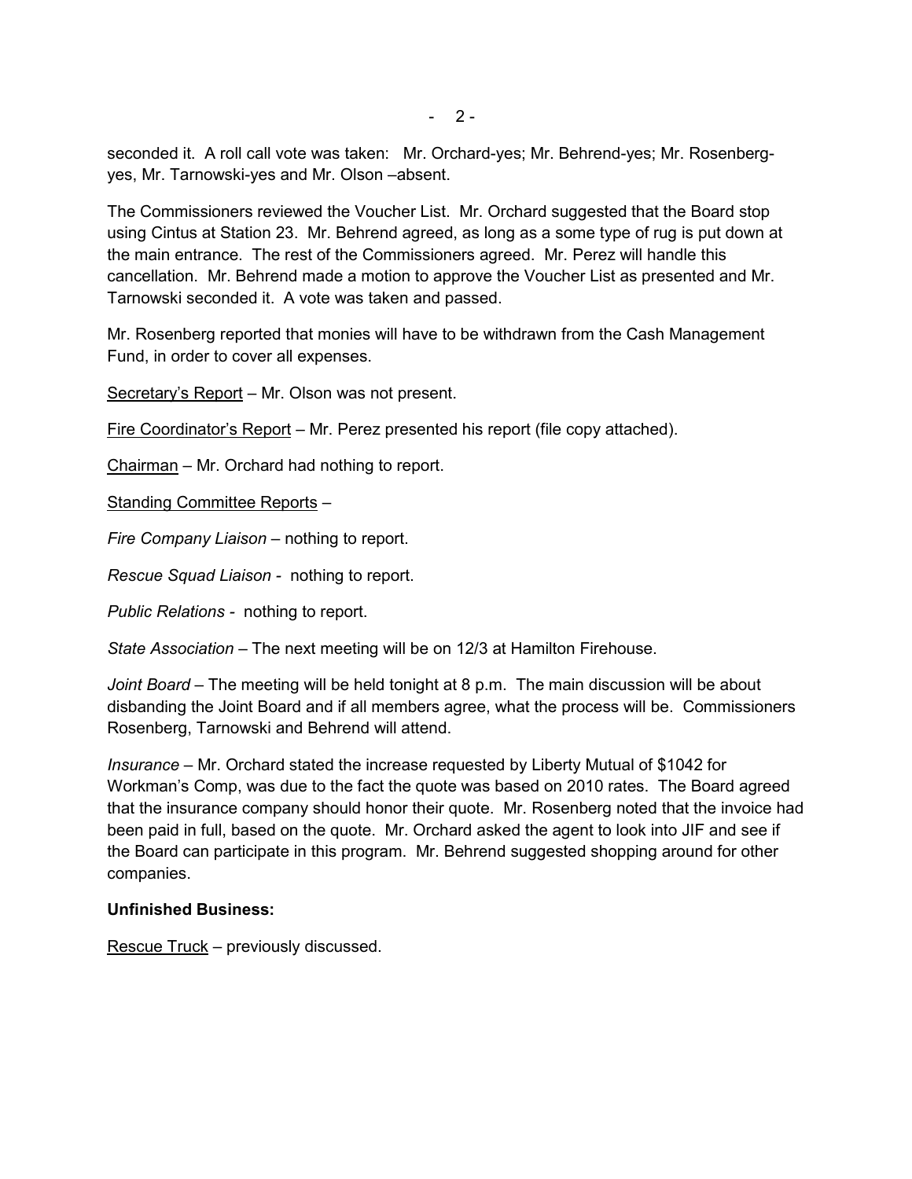seconded it. A roll call vote was taken: Mr. Orchard-yes; Mr. Behrend-yes; Mr. Rosenberg-yes, Mr. Tarnowski-yes and Mr. Olson –absent.

The Commissioners reviewed the Voucher List. Mr. Orchard suggested that the Board stop using Cintus at Station 23. Mr. Behrend agreed, as long as a some type of rug is put down at the main entrance. The rest of the Commissioners agreed. Mr. Perez will handle this cancellation. Mr. Behrend made a motion to approve the Voucher List as presented and Mr. Tarnowski seconded it. A vote was taken and passed.

Mr. Rosenberg reported that monies will have to be withdrawn from the Cash Management Fund, in order to cover all expenses.

<u>Secretary's Report</u> – Mr. Olson was not present.

<u>Fire Coordinator's Report</u> – Mr. Perez presented his report (file copy attached).

<u>Chairman</u> – Mr. Orchard had nothing to report.

<u>Standing Committee Reports</u> –

*Fire Company Liaison* – nothing to report.

*Rescue Squad Liaison* - nothing to report.

*Public Relations* - nothing to report.

*State Association* – The next meeting will be on 12/3 at Hamilton Firehouse.

*Joint Board* – The meeting will be held tonight at 8 p.m. The main discussion will be about disbanding the Joint Board and if all members agree, what the process will be. Commissioners Rosenberg, Tarnowski and Behrend will attend.

*Insurance* – Mr. Orchard stated the increase requested by Liberty Mutual of $1042 for Workman's Comp, was due to the fact the quote was based on 2010 rates. The Board agreed that the insurance company should honor their quote. Mr. Rosenberg noted that the invoice had been paid in full, based on the quote. Mr. Orchard asked the agent to look into JIF and see if the Board can participate in this program. Mr. Behrend suggested shopping around for other companies.

**Unfinished Business:**

<u>Rescue Truck</u> – previously discussed.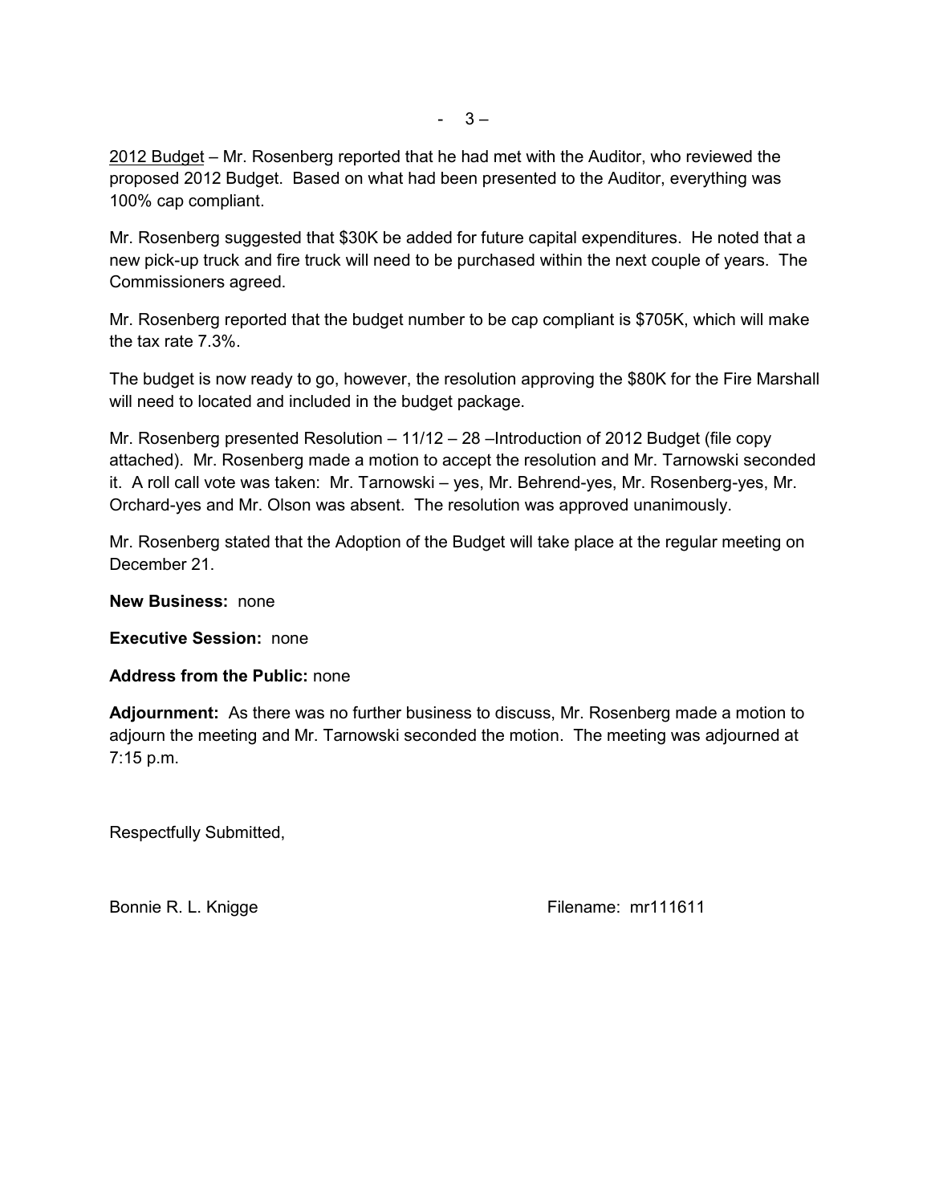2012 Budget – Mr. Rosenberg reported that he had met with the Auditor, who reviewed the proposed 2012 Budget. Based on what had been presented to the Auditor, everything was 100% cap compliant.

Mr. Rosenberg suggested that $30K be added for future capital expenditures. He noted that a new pick-up truck and fire truck will need to be purchased within the next couple of years. The Commissioners agreed.

Mr. Rosenberg reported that the budget number to be cap compliant is $705K, which will make the tax rate 7.3%.

The budget is now ready to go, however, the resolution approving the $80K for the Fire Marshall will need to located and included in the budget package.

Mr. Rosenberg presented Resolution – 11/12 – 28 –Introduction of 2012 Budget (file copy attached). Mr. Rosenberg made a motion to accept the resolution and Mr. Tarnowski seconded it. A roll call vote was taken: Mr. Tarnowski – yes, Mr. Behrend-yes, Mr. Rosenberg-yes, Mr. Orchard-yes and Mr. Olson was absent. The resolution was approved unanimously.

Mr. Rosenberg stated that the Adoption of the Budget will take place at the regular meeting on December 21.

**New Business:** none

**Executive Session:** none

**Address from the Public:** none

**Adjournment:** As there was no further business to discuss, Mr. Rosenberg made a motion to adjourn the meeting and Mr. Tarnowski seconded the motion. The meeting was adjourned at 7:15 p.m.

Respectfully Submitted,

Bonnie R. L. Knigge Filename: mr111611